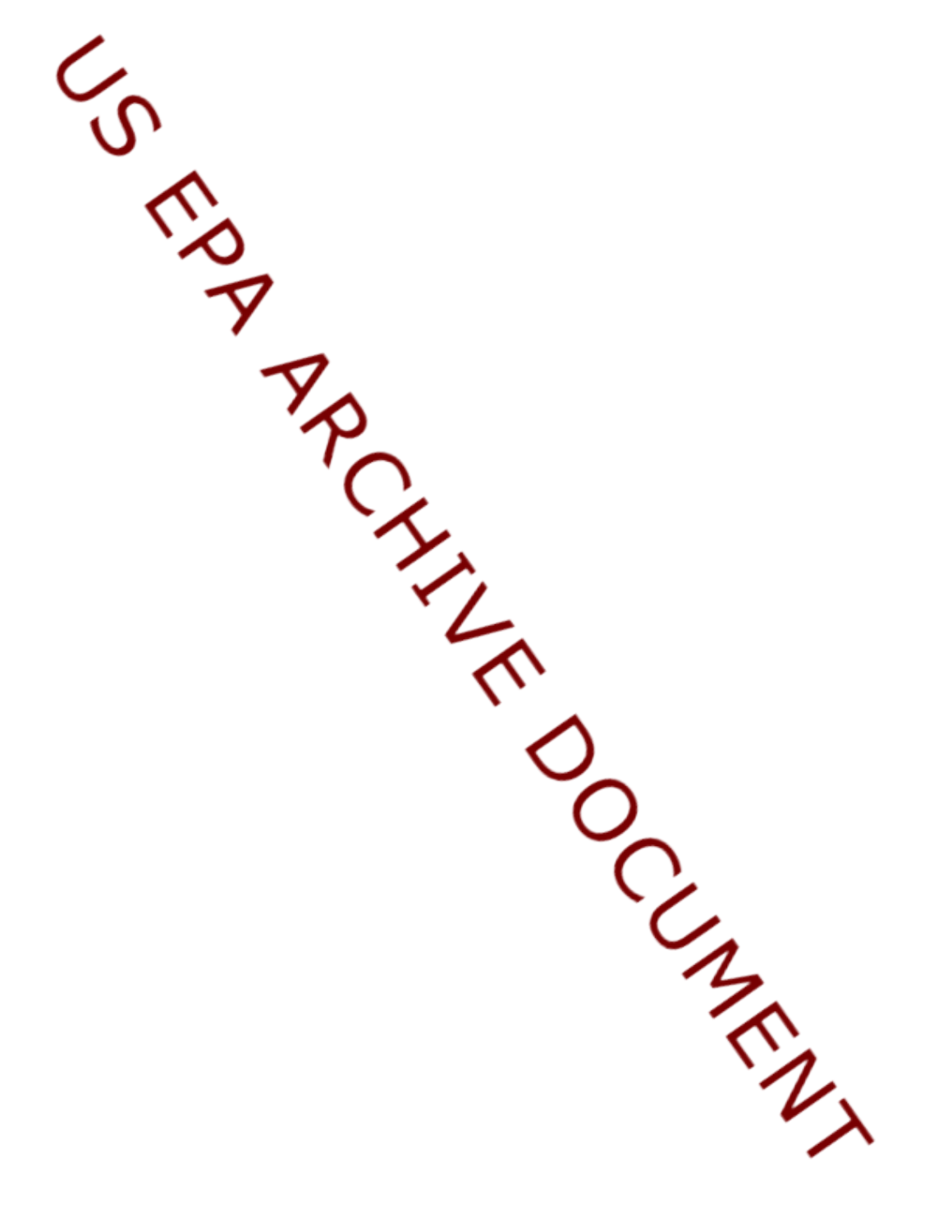US EPA ARCHIVE DOCUMENT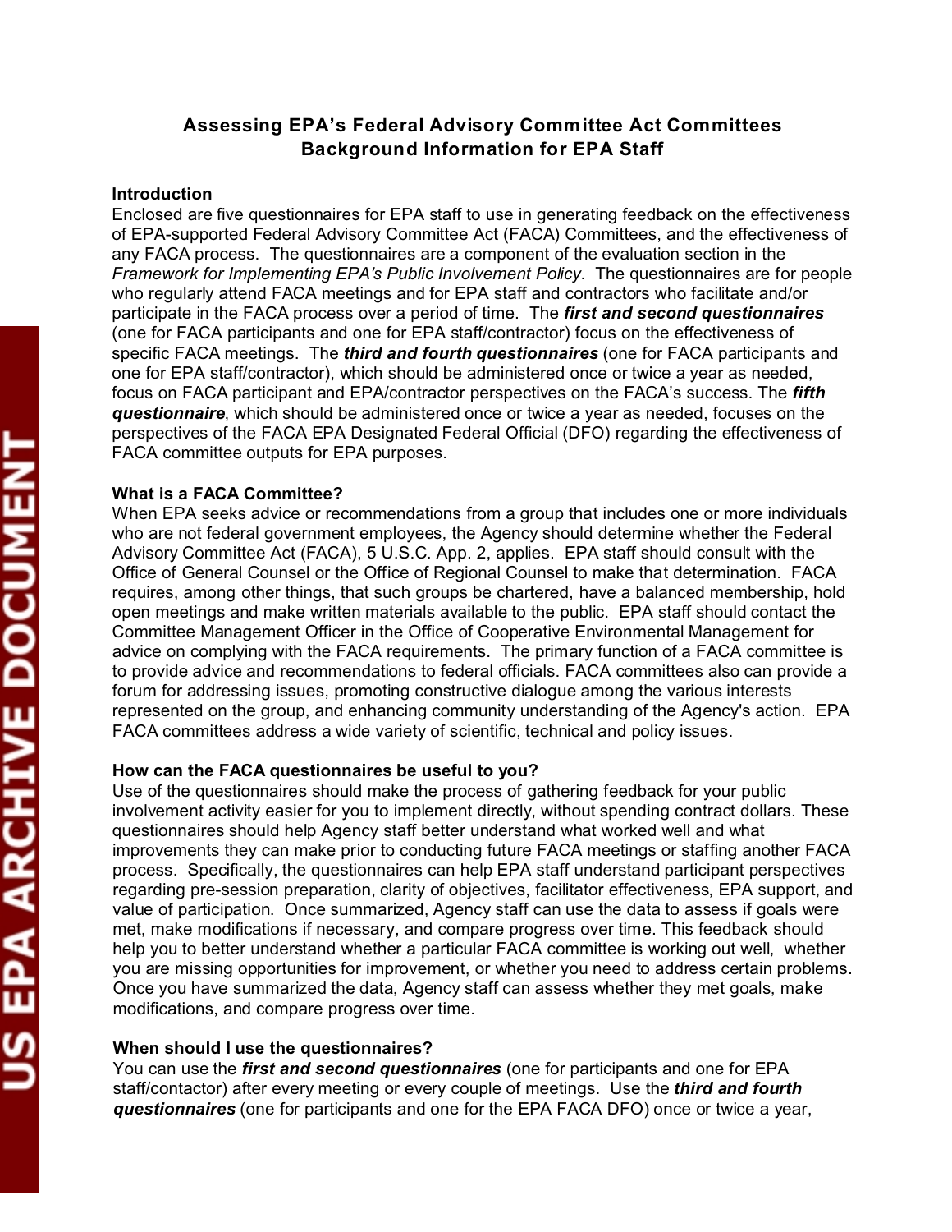# Assessing EPA's Federal Advisory Committee Act Committees
## Background Information for EPA Staff

### Introduction

Enclosed are five questionnaires for EPA staff to use in generating feedback on the effectiveness of EPA-supported Federal Advisory Committee Act (FACA) Committees, and the effectiveness of any FACA process. The questionnaires are a component of the evaluation section in the *Framework for Implementing EPA's Public Involvement Policy*. The questionnaires are for people who regularly attend FACA meetings and for EPA staff and contractors who facilitate and/or participate in the FACA process over a period of time. The ***first and second questionnaires*** (one for FACA participants and one for EPA staff/contractor) focus on the effectiveness of specific FACA meetings. The ***third and fourth questionnaires*** (one for FACA participants and one for EPA staff/contractor), which should be administered once or twice a year as needed, focus on FACA participant and EPA/contractor perspectives on the FACA's success. The ***fifth questionnaire***, which should be administered once or twice a year as needed, focuses on the perspectives of the FACA EPA Designated Federal Official (DFO) regarding the effectiveness of FACA committee outputs for EPA purposes.

### What is a FACA Committee?

When EPA seeks advice or recommendations from a group that includes one or more individuals who are not federal government employees, the Agency should determine whether the Federal Advisory Committee Act (FACA), 5 U.S.C. App. 2, applies. EPA staff should consult with the Office of General Counsel or the Office of Regional Counsel to make that determination. FACA requires, among other things, that such groups be chartered, have a balanced membership, hold open meetings and make written materials available to the public. EPA staff should contact the Committee Management Officer in the Office of Cooperative Environmental Management for advice on complying with the FACA requirements. The primary function of a FACA committee is to provide advice and recommendations to federal officials. FACA committees also can provide a forum for addressing issues, promoting constructive dialogue among the various interests represented on the group, and enhancing community understanding of the Agency's action. EPA FACA committees address a wide variety of scientific, technical and policy issues.

### How can the FACA questionnaires be useful to you?

Use of the questionnaires should make the process of gathering feedback for your public involvement activity easier for you to implement directly, without spending contract dollars. These questionnaires should help Agency staff better understand what worked well and what improvements they can make prior to conducting future FACA meetings or staffing another FACA process. Specifically, the questionnaires can help EPA staff understand participant perspectives regarding pre-session preparation, clarity of objectives, facilitator effectiveness, EPA support, and value of participation. Once summarized, Agency staff can use the data to assess if goals were met, make modifications if necessary, and compare progress over time. This feedback should help you to better understand whether a particular FACA committee is working out well, whether you are missing opportunities for improvement, or whether you need to address certain problems. Once you have summarized the data, Agency staff can assess whether they met goals, make modifications, and compare progress over time.

### When should I use the questionnaires?

You can use the ***first and second questionnaires*** (one for participants and one for EPA staff/contactor) after every meeting or every couple of meetings. Use the ***third and fourth questionnaires*** (one for participants and one for the EPA FACA DFO) once or twice a year,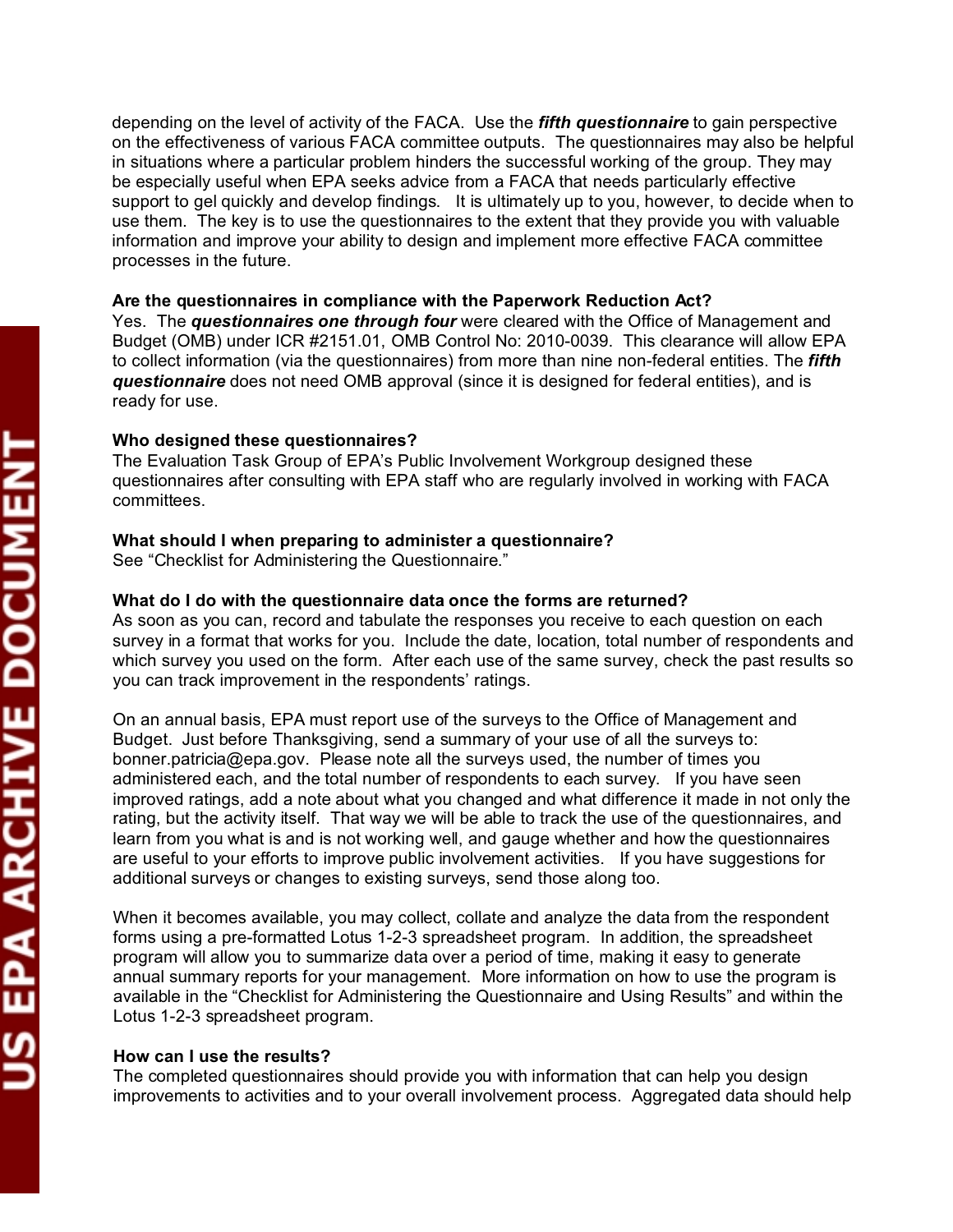depending on the level of activity of the FACA. Use the ***fifth questionnaire*** to gain perspective on the effectiveness of various FACA committee outputs. The questionnaires may also be helpful in situations where a particular problem hinders the successful working of the group. They may be especially useful when EPA seeks advice from a FACA that needs particularly effective support to gel quickly and develop findings. It is ultimately up to you, however, to decide when to use them. The key is to use the questionnaires to the extent that they provide you with valuable information and improve your ability to design and implement more effective FACA committee processes in the future.

**Are the questionnaires in compliance with the Paperwork Reduction Act?**
Yes. The ***questionnaires one through four*** were cleared with the Office of Management and Budget (OMB) under ICR #2151.01, OMB Control No: 2010-0039. This clearance will allow EPA to collect information (via the questionnaires) from more than nine non-federal entities. The ***fifth questionnaire*** does not need OMB approval (since it is designed for federal entities), and is ready for use.

**Who designed these questionnaires?**
The Evaluation Task Group of EPA's Public Involvement Workgroup designed these questionnaires after consulting with EPA staff who are regularly involved in working with FACA committees.

**What should I when preparing to administer a questionnaire?**
See "Checklist for Administering the Questionnaire."

**What do I do with the questionnaire data once the forms are returned?**
As soon as you can, record and tabulate the responses you receive to each question on each survey in a format that works for you. Include the date, location, total number of respondents and which survey you used on the form. After each use of the same survey, check the past results so you can track improvement in the respondents' ratings.

On an annual basis, EPA must report use of the surveys to the Office of Management and Budget. Just before Thanksgiving, send a summary of your use of all the surveys to: bonner.patricia@epa.gov. Please note all the surveys used, the number of times you administered each, and the total number of respondents to each survey. If you have seen improved ratings, add a note about what you changed and what difference it made in not only the rating, but the activity itself. That way we will be able to track the use of the questionnaires, and learn from you what is and is not working well, and gauge whether and how the questionnaires are useful to your efforts to improve public involvement activities. If you have suggestions for additional surveys or changes to existing surveys, send those along too.

When it becomes available, you may collect, collate and analyze the data from the respondent forms using a pre-formatted Lotus 1-2-3 spreadsheet program. In addition, the spreadsheet program will allow you to summarize data over a period of time, making it easy to generate annual summary reports for your management. More information on how to use the program is available in the "Checklist for Administering the Questionnaire and Using Results" and within the Lotus 1-2-3 spreadsheet program.

**How can I use the results?**
The completed questionnaires should provide you with information that can help you design improvements to activities and to your overall involvement process. Aggregated data should help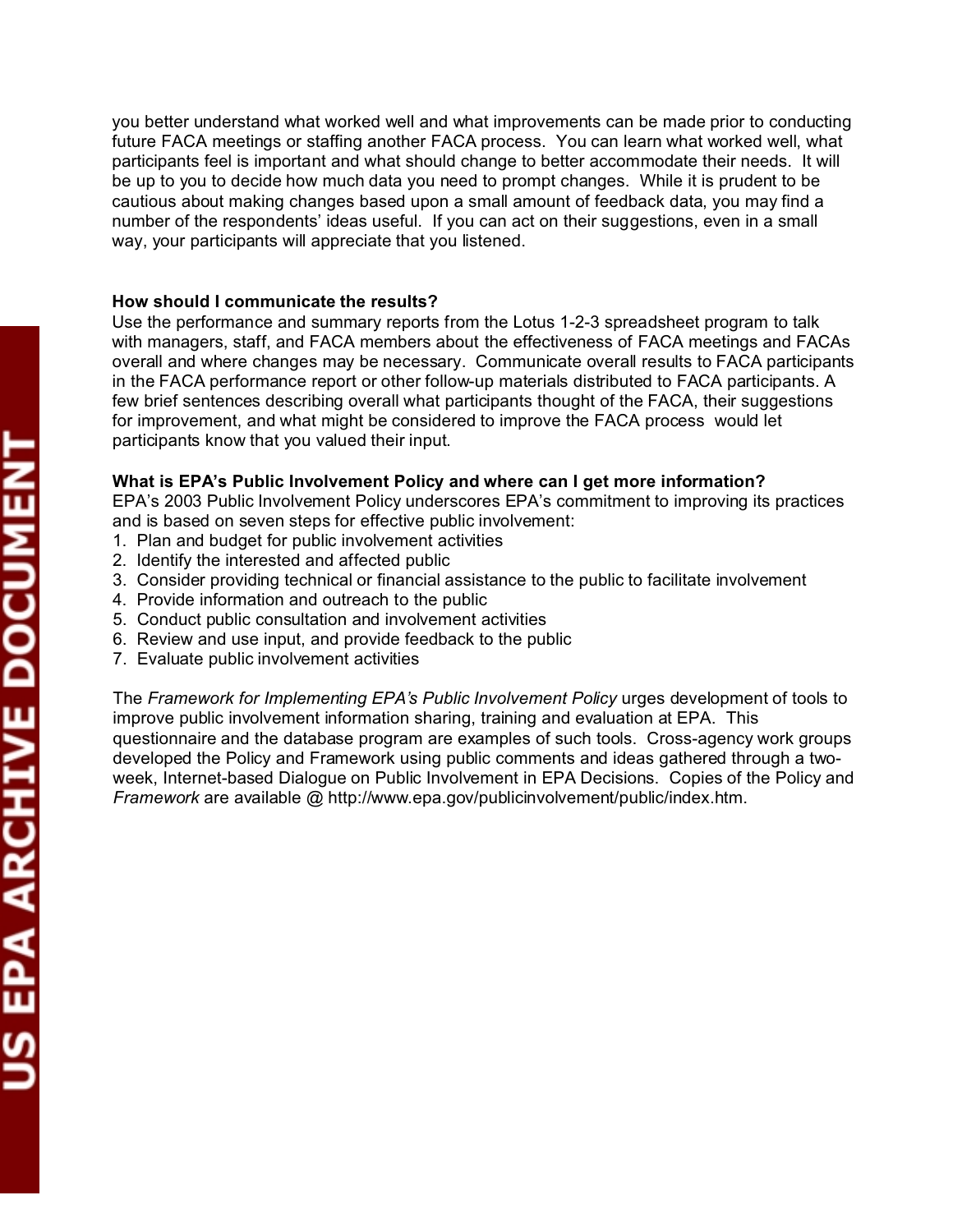you better understand what worked well and what improvements can be made prior to conducting future FACA meetings or staffing another FACA process. You can learn what worked well, what participants feel is important and what should change to better accommodate their needs. It will be up to you to decide how much data you need to prompt changes. While it is prudent to be cautious about making changes based upon a small amount of feedback data, you may find a number of the respondents' ideas useful. If you can act on their suggestions, even in a small way, your participants will appreciate that you listened.

**How should I communicate the results?**

Use the performance and summary reports from the Lotus 1-2-3 spreadsheet program to talk with managers, staff, and FACA members about the effectiveness of FACA meetings and FACAs overall and where changes may be necessary. Communicate overall results to FACA participants in the FACA performance report or other follow-up materials distributed to FACA participants. A few brief sentences describing overall what participants thought of the FACA, their suggestions for improvement, and what might be considered to improve the FACA process would let participants know that you valued their input.

**What is EPA's Public Involvement Policy and where can I get more information?**

EPA's 2003 Public Involvement Policy underscores EPA's commitment to improving its practices and is based on seven steps for effective public involvement:

1. Plan and budget for public involvement activities
2. Identify the interested and affected public
3. Consider providing technical or financial assistance to the public to facilitate involvement
4. Provide information and outreach to the public
5. Conduct public consultation and involvement activities
6. Review and use input, and provide feedback to the public
7. Evaluate public involvement activities

The *Framework for Implementing EPA's Public Involvement Policy* urges development of tools to improve public involvement information sharing, training and evaluation at EPA. This questionnaire and the database program are examples of such tools. Cross-agency work groups developed the Policy and Framework using public comments and ideas gathered through a two-week, Internet-based Dialogue on Public Involvement in EPA Decisions. Copies of the Policy and *Framework* are available @ http://www.epa.gov/publicinvolvement/public/index.htm.